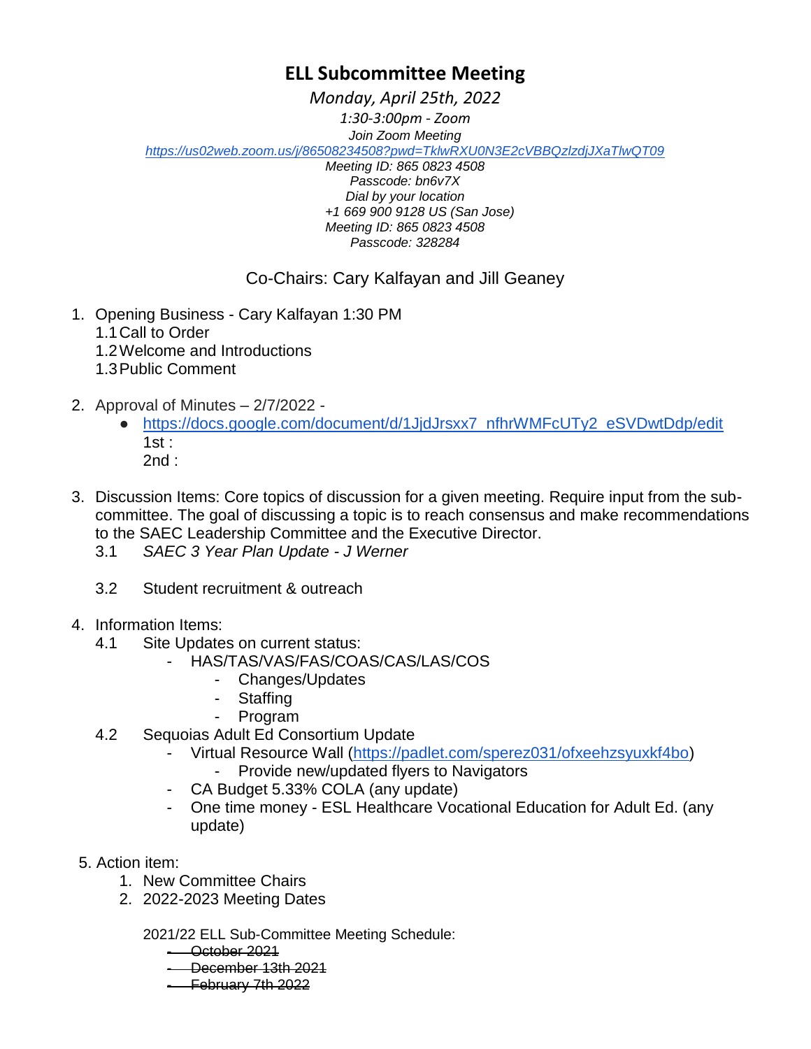# ELL Subcommittee Meeting

*Monday, April 25th, 2022*

*1:30-3:00pm - Zoom*

*Join Zoom Meeting*

*https://us02web.zoom.us/j/86508234508?pwd=TklwRXU0N3E2cVBBQzlzdjJXaTlwQT09*

*Meeting ID: 865 0823 4508*

*Passcode: bn6v7X*

*Dial by your location*

*+1 669 900 9128 US (San Jose)*

*Meeting ID: 865 0823 4508*

*Passcode: 328284*

Co-Chairs: Cary Kalfayan and Jill Geaney

1. Opening Business - Cary Kalfayan 1:30 PM
   1.1 Call to Order
   1.2 Welcome and Introductions
   1.3 Public Comment

2. Approval of Minutes – 2/7/2022 -
   - https://docs.google.com/document/d/1JjdJrsxx7_nfhrWMFcUTy2_eSVDwtDdp/edit
     1st :
     2nd :

3. Discussion Items: Core topics of discussion for a given meeting. Require input from the sub-committee. The goal of discussing a topic is to reach consensus and make recommendations to the SAEC Leadership Committee and the Executive Director.
   3.1 *SAEC 3 Year Plan Update - J Werner*

   3.2 Student recruitment & outreach

4. Information Items:
   4.1 Site Updates on current status:
      - HAS/TAS/VAS/FAS/COAS/CAS/LAS/COS
         - Changes/Updates
         - Staffing
         - Program
   4.2 Sequoias Adult Ed Consortium Update
      - Virtual Resource Wall (https://padlet.com/sperez031/ofxeehzsyuxkf4bo)
         - Provide new/updated flyers to Navigators
      - CA Budget 5.33% COLA (any update)
      - One time money - ESL Healthcare Vocational Education for Adult Ed. (any update)

5. Action item:
   1. New Committee Chairs
   2. 2022-2023 Meeting Dates

   2021/22 ELL Sub-Committee Meeting Schedule:
   - ~~October 2021~~
   - ~~December 13th 2021~~
   - ~~February 7th 2022~~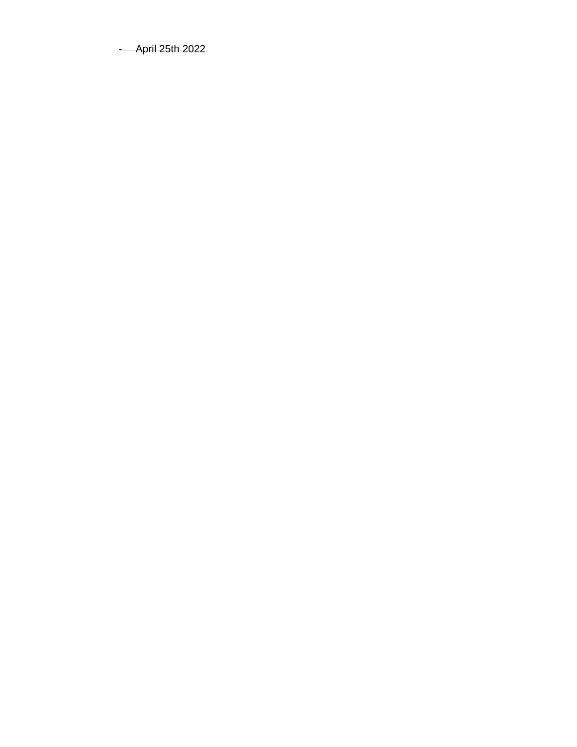- ~~April 25th 2022~~